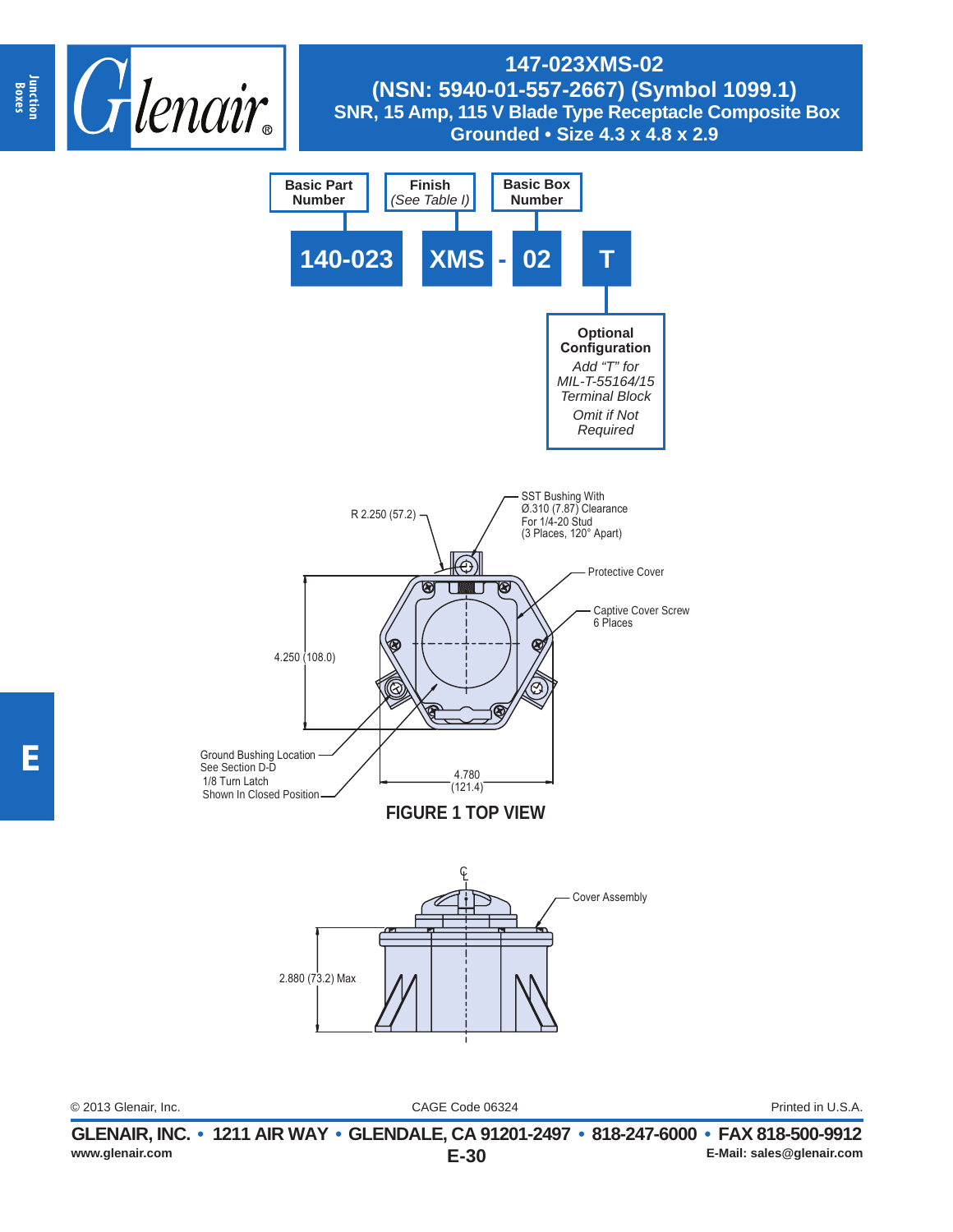# 147-023XMS-02

## (NSN: 5940-01-557-2667) (Symbol 1099.1)

### SNR, 15 Amp, 115 V Blade Type Receptacle Composite Box Grounded • Size 4.3 x 4.8 x 2.9

| Basic Part Number | Finish (See Table I) | | Basic Box Number | |
|---|---|---|---|---|
| **140-023** | **XMS** | **-** | **02** | **T** |

**T — Optional Configuration**
*Add "T" for MIL-T-55164/15 Terminal Block*
*Omit if Not Required*

R 2.250 (57.2)

SST Bushing With Ø.310 (7.87) Clearance For 1/4-20 Stud (3 Places, 120° Apart)

Protective Cover

Captive Cover Screw 6 Places

4.250 (108.0)

Ground Bushing Location See Section D-D

1/8 Turn Latch Shown In Closed Position

4.780 (121.4)

**FIGURE 1 TOP VIEW**

℄

Cover Assembly

2.880 (73.2) Max

© 2013 Glenair, Inc. CAGE Code 06324 Printed in U.S.A.

**GLENAIR, INC. • 1211 AIR WAY • GLENDALE, CA 91201-2497 • 818-247-6000 • FAX 818-500-9912**
www.glenair.com E-Mail: sales@glenair.com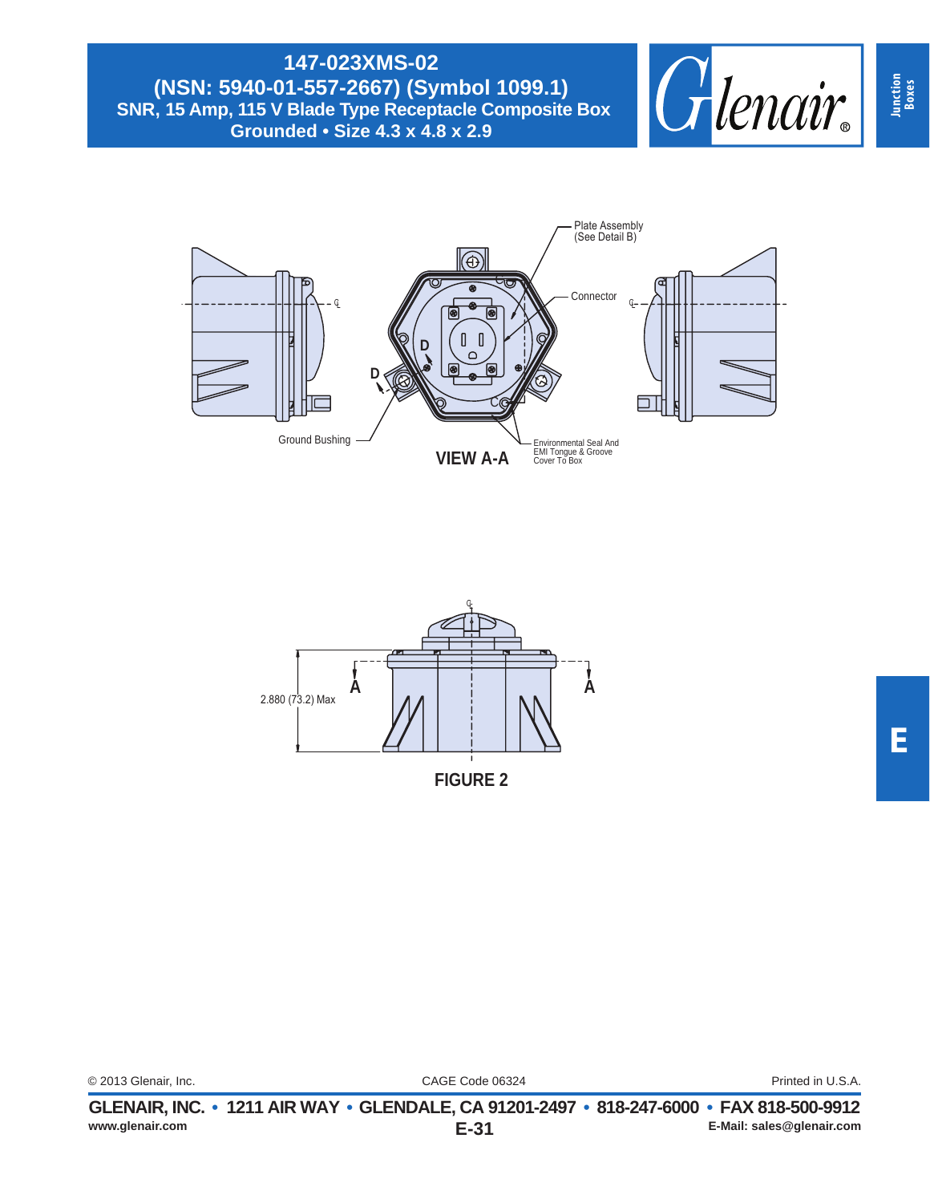# 147-023XMS-02
## (NSN: 5940-01-557-2667) (Symbol 1099.1)
## SNR, 15 Amp, 115 V Blade Type Receptacle Composite Box
## Grounded • Size 4.3 x 4.8 x 2.9

Plate Assembly (See Detail B)

Connector

Ground Bushing

Environmental Seal And EMI Tongue & Groove Cover To Box

VIEW A-A

2.880 (73.2) Max

FIGURE 2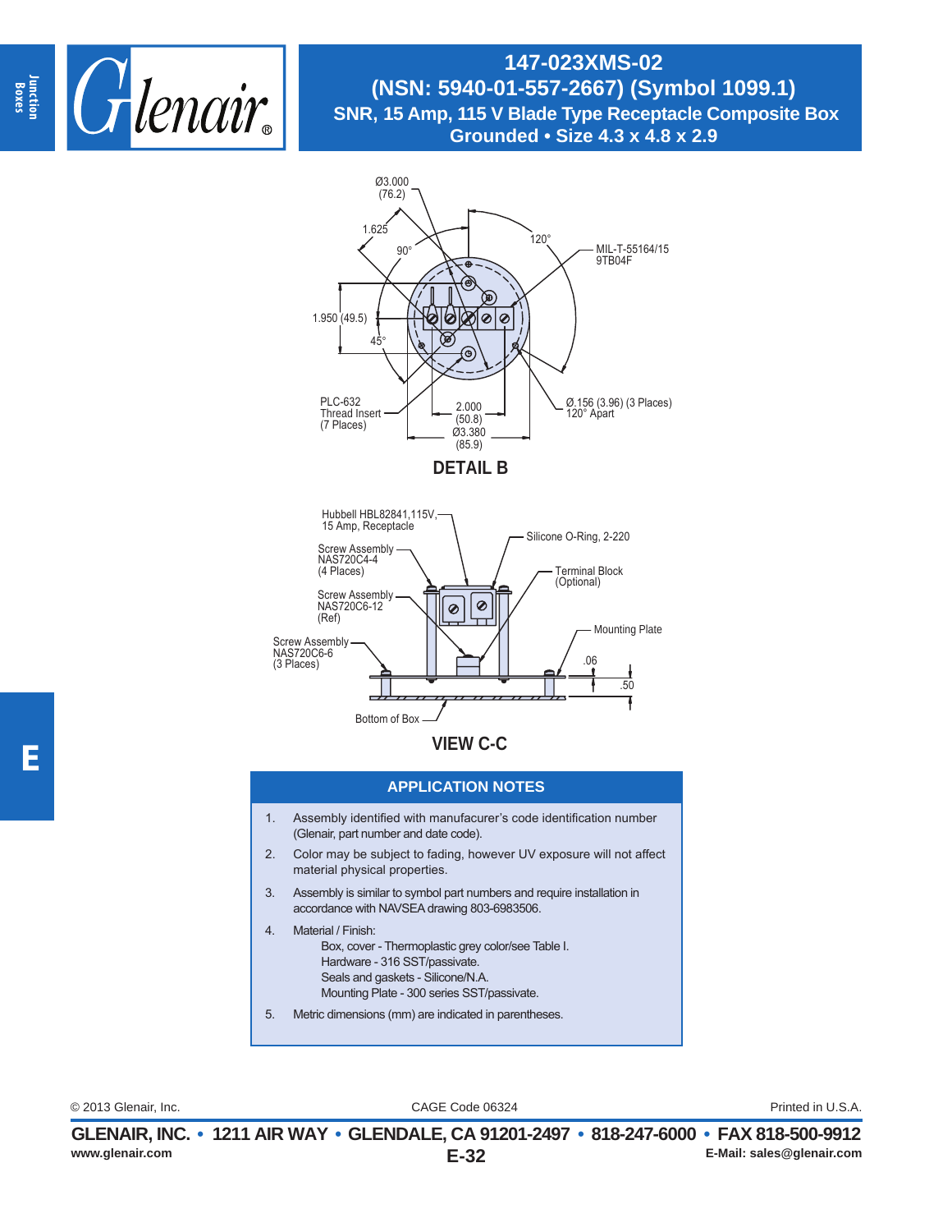# 147-023XMS-02
## (NSN: 5940-01-557-2667) (Symbol 1099.1)
### SNR, 15 Amp, 115 V Blade Type Receptacle Composite Box Grounded • Size 4.3 x 4.8 x 2.9

Ø3.000 (76.2)

1.625

90°

120°

MIL-T-55164/15 9TB04F

1.950 (49.5)

45°

PLC-632 Thread Insert (7 Places)

2.000 (50.8)

Ø3.380 (85.9)

Ø.156 (3.96) (3 Places) 120° Apart

**DETAIL B**

Hubbell HBL82841,115V, 15 Amp, Receptacle

Silicone O-Ring, 2-220

Screw Assembly NAS720C4-4 (4 Places)

Terminal Block (Optional)

Screw Assembly NAS720C6-12 (Ref)

Mounting Plate

Screw Assembly NAS720C6-6 (3 Places)

.06

.50

Bottom of Box

**VIEW C-C**

## APPLICATION NOTES

1. Assembly identified with manufacurer's code identification number (Glenair, part number and date code).
2. Color may be subject to fading, however UV exposure will not affect material physical properties.
3. Assembly is similar to symbol part numbers and require installation in accordance with NAVSEA drawing 803-6983506.
4. Material / Finish:
   - Box, cover - Thermoplastic grey color/see Table I.
   - Hardware - 316 SST/passivate.
   - Seals and gaskets - Silicone/N.A.
   - Mounting Plate - 300 series SST/passivate.
5. Metric dimensions (mm) are indicated in parentheses.

© 2013 Glenair, Inc. CAGE Code 06324 Printed in U.S.A.

**GLENAIR, INC. • 1211 AIR WAY • GLENDALE, CA 91201-2497 • 818-247-6000 • FAX 818-500-9912**

www.glenair.com E-32 E-Mail: sales@glenair.com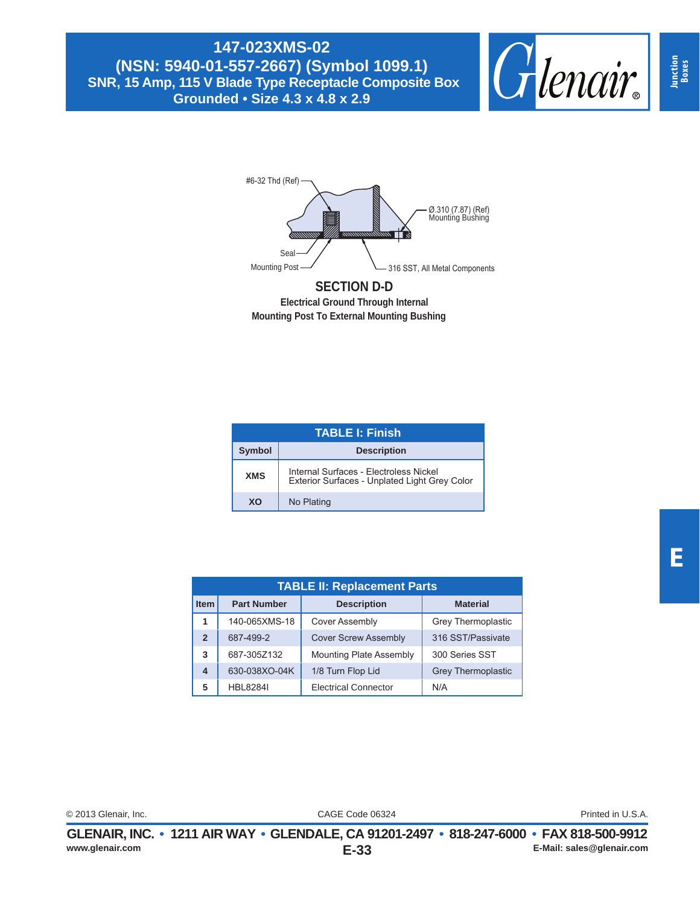# 147-023XMS-02
## (NSN: 5940-01-557-2667) (Symbol 1099.1)
## SNR, 15 Amp, 115 V Blade Type Receptacle Composite Box Grounded • Size 4.3 x 4.8 x 2.9

#6-32 Thd (Ref)

Ø.310 (7.87) (Ref)
Mounting Bushing

Seal

Mounting Post

316 SST, All Metal Components

**SECTION D-D**

**Electrical Ground Through Internal Mounting Post To External Mounting Bushing**

| TABLE I: Finish | |
|---|---|
| **Symbol** | **Description** |
| **XMS** | Internal Surfaces - Electroless Nickel<br>Exterior Surfaces - Unplated Light Grey Color |
| **XO** | No Plating |

**TABLE II: Replacement Parts**

| Item | Part Number | Description | Material |
|---|---|---|---|
| **1** | 140-065XMS-18 | Cover Assembly | Grey Thermoplastic |
| **2** | 687-499-2 | Cover Screw Assembly | 316 SST/Passivate |
| **3** | 687-305Z132 | Mounting Plate Assembly | 300 Series SST |
| **4** | 630-038XO-04K | 1/8 Turn Flop Lid | Grey Thermoplastic |
| **5** | HBL8284I | Electrical Connector | N/A |